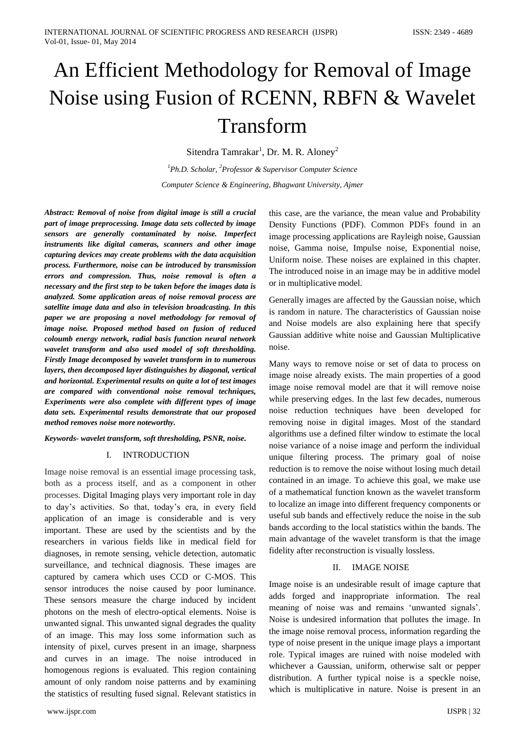# An Efficient Methodology for Removal of Image Noise using Fusion of RCENN, RBFN & Wavelet Transform

Sitendra Tamrakar[1], Dr. M. R. Aloney[2]

*[1]Ph.D. Scholar, [2]Professor & Supervisor Computer Science*

*Computer Science & Engineering, Bhagwant University, Ajmer*

***Abstract: Removal of noise from digital image is still a crucial part of image preprocessing. Image data sets collected by image sensors are generally contaminated by noise. Imperfect instruments like digital cameras, scanners and other image capturing devices may create problems with the data acquisition process. Furthermore, noise can be introduced by transmission errors and compression. Thus, noise removal is often a necessary and the first step to be taken before the images data is analyzed. Some application areas of noise removal process are satellite image data and also in television broadcasting. In this paper we are proposing a novel methodology for removal of image noise. Proposed method based on fusion of reduced coloumb energy network, radial basis function neural network wavelet transform and also used model of soft thresholding. Firstly Image decomposed by wavelet transform in to numerous layers, then decomposed layer distinguishes by diagonal, vertical and horizontal. Experimental results on quite a lot of test images are compared with conventional noise removal techniques, Experiments were also complete with different types of image data sets. Experimental results demonstrate that our proposed method removes noise more noteworthy.***

***Keywords- wavelet transform, soft thresholding, PSNR, noise.***

## I. INTRODUCTION

Image noise removal is an essential image processing task, both as a process itself, and as a component in other processes. Digital Imaging plays very important role in day to day's activities. So that, today's era, in every field application of an image is considerable and is very important. These are used by the scientists and by the researchers in various fields like in medical field for diagnoses, in remote sensing, vehicle detection, automatic surveillance, and technical diagnosis. These images are captured by camera which uses CCD or C-MOS. This sensor introduces the noise caused by poor luminance. These sensors measure the charge induced by incident photons on the mesh of electro-optical elements. Noise is unwanted signal. This unwanted signal degrades the quality of an image. This may loss some information such as intensity of pixel, curves present in an image, sharpness and curves in an image. The noise introduced in homogenous regions is evaluated. This region containing amount of only random noise patterns and by examining the statistics of resulting fused signal. Relevant statistics in this case, are the variance, the mean value and Probability Density Functions (PDF). Common PDFs found in an image processing applications are Rayleigh noise, Gaussian noise, Gamma noise, Impulse noise, Exponential noise, Uniform noise. These noises are explained in this chapter. The introduced noise in an image may be in additive model or in multiplicative model.

Generally images are affected by the Gaussian noise, which is random in nature. The characteristics of Gaussian noise and Noise models are also explaining here that specify Gaussian additive white noise and Gaussian Multiplicative noise.

Many ways to remove noise or set of data to process on image noise already exists. The main properties of a good image noise removal model are that it will remove noise while preserving edges. In the last few decades, numerous noise reduction techniques have been developed for removing noise in digital images. Most of the standard algorithms use a defined filter window to estimate the local noise variance of a noise image and perform the individual unique filtering process. The primary goal of noise reduction is to remove the noise without losing much detail contained in an image. To achieve this goal, we make use of a mathematical function known as the wavelet transform to localize an image into different frequency components or useful sub bands and effectively reduce the noise in the sub bands according to the local statistics within the bands. The main advantage of the wavelet transform is that the image fidelity after reconstruction is visually lossless.

## II. IMAGE NOISE

Image noise is an undesirable result of image capture that adds forged and inappropriate information. The real meaning of noise was and remains 'unwanted signals'. Noise is undesired information that pollutes the image. In the image noise removal process, information regarding the type of noise present in the unique image plays a important role. Typical images are ruined with noise modeled with whichever a Gaussian, uniform, otherwise salt or pepper distribution. A further typical noise is a speckle noise, which is multiplicative in nature. Noise is present in an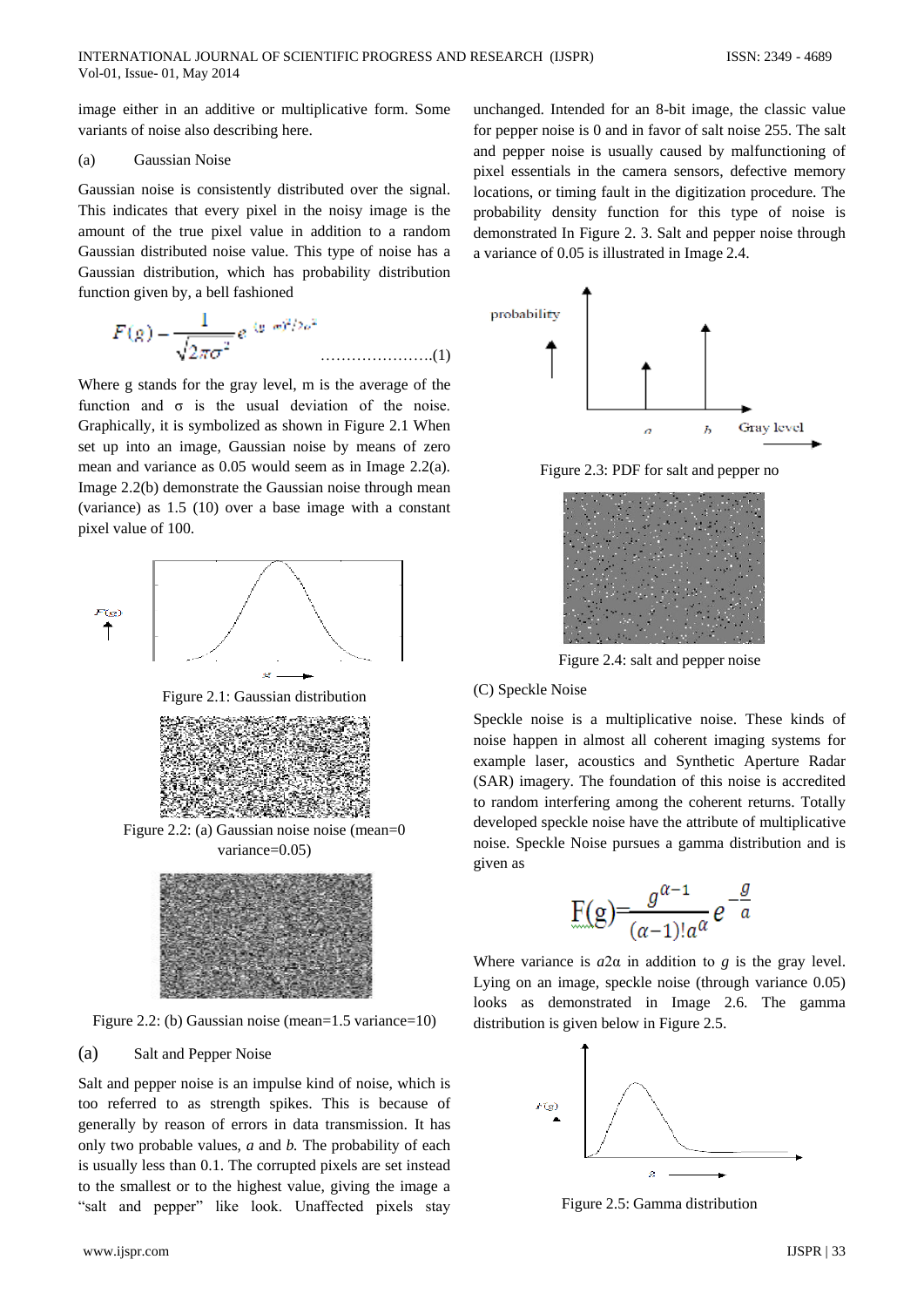image either in an additive or multiplicative form. Some variants of noise also describing here.

(a) Gaussian Noise

Gaussian noise is consistently distributed over the signal. This indicates that every pixel in the noisy image is the amount of the true pixel value in addition to a random Gaussian distributed noise value. This type of noise has a Gaussian distribution, which has probability distribution function given by, a bell fashioned

$$F(g) = \frac{1}{\sqrt{2\pi\sigma^2}} e^{-(g-m)^2/2\sigma^2} \quad \text{………………….(1)}$$

Where g stands for the gray level, m is the average of the function and σ is the usual deviation of the noise. Graphically, it is symbolized as shown in Figure 2.1 When set up into an image, Gaussian noise by means of zero mean and variance as 0.05 would seem as in Image 2.2(a). Image 2.2(b) demonstrate the Gaussian noise through mean (variance) as 1.5 (10) over a base image with a constant pixel value of 100.

Figure 2.1: Gaussian distribution

Figure 2.2: (a) Gaussian noise noise (mean=0 variance=0.05)

Figure 2.2: (b) Gaussian noise (mean=1.5 variance=10)

(a) Salt and Pepper Noise

Salt and pepper noise is an impulse kind of noise, which is too referred to as strength spikes. This is because of generally by reason of errors in data transmission. It has only two probable values, *a* and *b.* The probability of each is usually less than 0.1. The corrupted pixels are set instead to the smallest or to the highest value, giving the image a "salt and pepper" like look. Unaffected pixels stay unchanged. Intended for an 8-bit image, the classic value for pepper noise is 0 and in favor of salt noise 255. The salt and pepper noise is usually caused by malfunctioning of pixel essentials in the camera sensors, defective memory locations, or timing fault in the digitization procedure. The probability density function for this type of noise is demonstrated In Figure 2. 3. Salt and pepper noise through a variance of 0.05 is illustrated in Image 2.4.

Figure 2.3: PDF for salt and pepper no

Figure 2.4: salt and pepper noise

(C) Speckle Noise

Speckle noise is a multiplicative noise. These kinds of noise happen in almost all coherent imaging systems for example laser, acoustics and Synthetic Aperture Radar (SAR) imagery. The foundation of this noise is accredited to random interfering among the coherent returns. Totally developed speckle noise have the attribute of multiplicative noise. Speckle Noise pursues a gamma distribution and is given as

$$F(g) = \frac{g^{\alpha-1}}{(\alpha-1)!a^{\alpha}} e^{-\frac{g}{a}}$$

Where variance is $a2\alpha$ in addition to *g* is the gray level. Lying on an image, speckle noise (through variance 0.05) looks as demonstrated in Image 2.6. The gamma distribution is given below in Figure 2.5.

Figure 2.5: Gamma distribution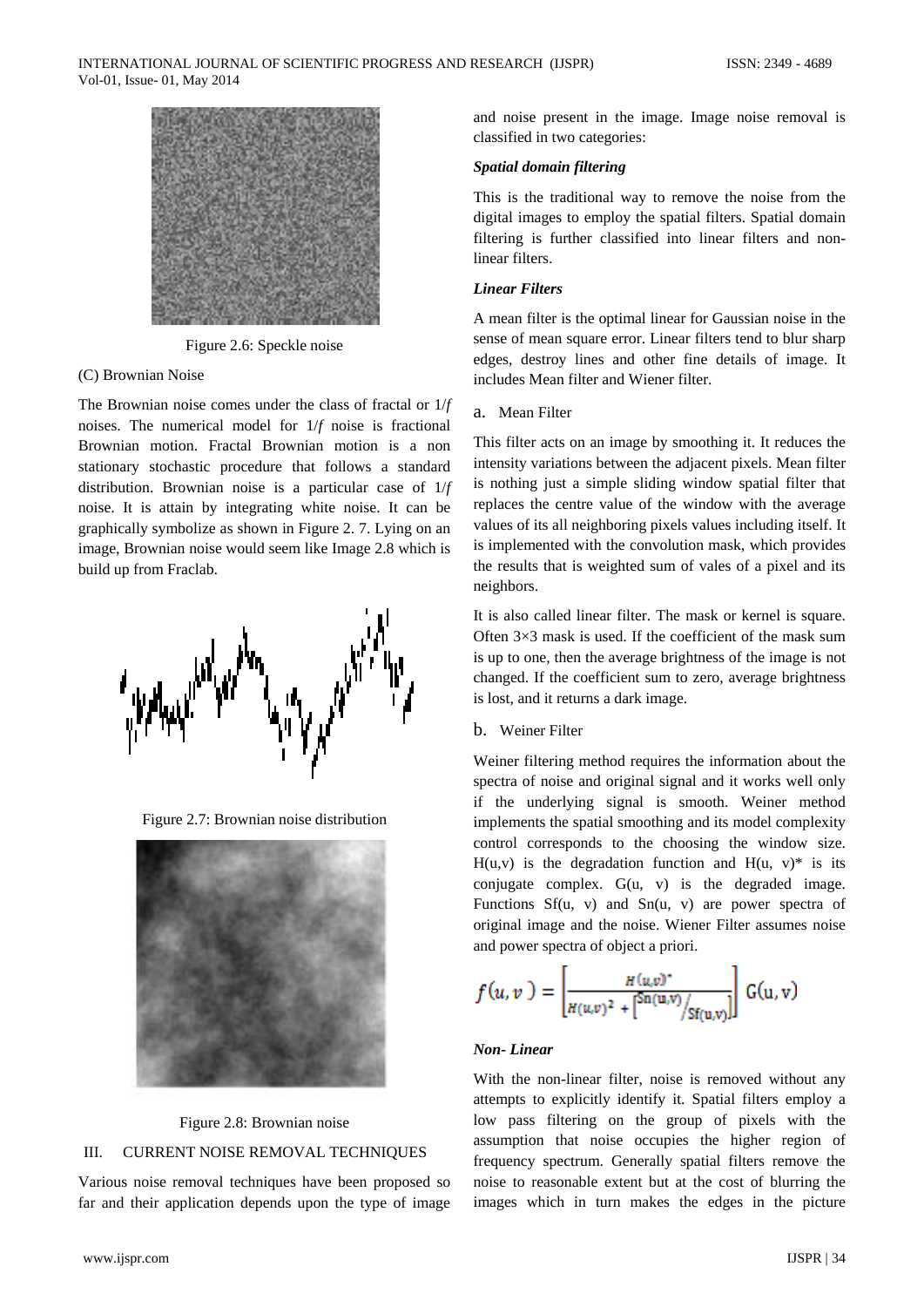Figure 2.6: Speckle noise

(C) Brownian Noise

The Brownian noise comes under the class of fractal or 1/*f* noises. The numerical model for 1/*f* noise is fractional Brownian motion. Fractal Brownian motion is a non stationary stochastic procedure that follows a standard distribution. Brownian noise is a particular case of 1/*f* noise. It is attain by integrating white noise. It can be graphically symbolize as shown in Figure 2. 7. Lying on an image, Brownian noise would seem like Image 2.8 which is build up from Fraclab.

Figure 2.7: Brownian noise distribution

Figure 2.8: Brownian noise

## III. CURRENT NOISE REMOVAL TECHNIQUES

Various noise removal techniques have been proposed so far and their application depends upon the type of image and noise present in the image. Image noise removal is classified in two categories:

***Spatial domain filtering***

This is the traditional way to remove the noise from the digital images to employ the spatial filters. Spatial domain filtering is further classified into linear filters and non-linear filters.

***Linear Filters***

A mean filter is the optimal linear for Gaussian noise in the sense of mean square error. Linear filters tend to blur sharp edges, destroy lines and other fine details of image. It includes Mean filter and Wiener filter.

a. Mean Filter

This filter acts on an image by smoothing it. It reduces the intensity variations between the adjacent pixels. Mean filter is nothing just a simple sliding window spatial filter that replaces the centre value of the window with the average values of its all neighboring pixels values including itself. It is implemented with the convolution mask, which provides the results that is weighted sum of vales of a pixel and its neighbors.

It is also called linear filter. The mask or kernel is square. Often 3×3 mask is used. If the coefficient of the mask sum is up to one, then the average brightness of the image is not changed. If the coefficient sum to zero, average brightness is lost, and it returns a dark image.

b. Weiner Filter

Weiner filtering method requires the information about the spectra of noise and original signal and it works well only if the underlying signal is smooth. Weiner method implements the spatial smoothing and its model complexity control corresponds to the choosing the window size. H(u,v) is the degradation function and H(u, v)* is its conjugate complex. G(u, v) is the degraded image. Functions Sf(u, v) and Sn(u, v) are power spectra of original image and the noise. Wiener Filter assumes noise and power spectra of object a priori.

$$f(u,v) = \left[ \frac{H(u,v)^*}{H(u,v)^2 + \left[ {}^{Sn(u,v)}/_{Sf(u,v)} \right]} \right] G(u,v)$$

***Non- Linear***

With the non-linear filter, noise is removed without any attempts to explicitly identify it. Spatial filters employ a low pass filtering on the group of pixels with the assumption that noise occupies the higher region of frequency spectrum. Generally spatial filters remove the noise to reasonable extent but at the cost of blurring the images which in turn makes the edges in the picture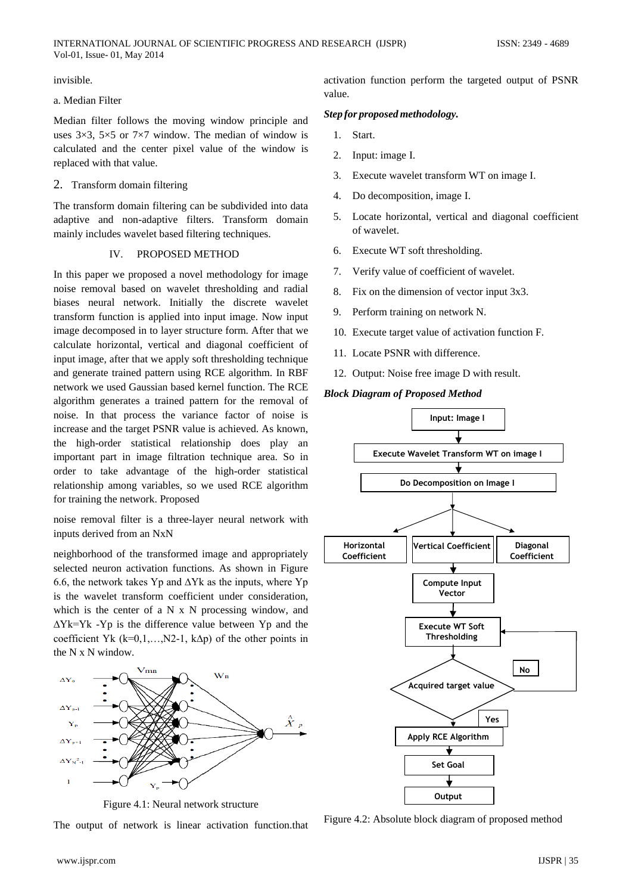invisible.

a. Median Filter

Median filter follows the moving window principle and uses 3×3, 5×5 or 7×7 window. The median of window is calculated and the center pixel value of the window is replaced with that value.

2. Transform domain filtering

The transform domain filtering can be subdivided into data adaptive and non-adaptive filters. Transform domain mainly includes wavelet based filtering techniques.

## IV. PROPOSED METHOD

In this paper we proposed a novel methodology for image noise removal based on wavelet thresholding and radial biases neural network. Initially the discrete wavelet transform function is applied into input image. Now input image decomposed in to layer structure form. After that we calculate horizontal, vertical and diagonal coefficient of input image, after that we apply soft thresholding technique and generate trained pattern using RCE algorithm. In RBF network we used Gaussian based kernel function. The RCE algorithm generates a trained pattern for the removal of noise. In that process the variance factor of noise is increase and the target PSNR value is achieved. As known, the high-order statistical relationship does play an important part in image filtration technique area. So in order to take advantage of the high-order statistical relationship among variables, so we used RCE algorithm for training the network. Proposed

noise removal filter is a three-layer neural network with inputs derived from an NxN

neighborhood of the transformed image and appropriately selected neuron activation functions. As shown in Figure 6.6, the network takes Yp and ΔYk as the inputs, where Yp is the wavelet transform coefficient under consideration, which is the center of a N x N processing window, and ΔYk=Yk -Yp is the difference value between Yp and the coefficient Yk (k=0,1,…,N2-1, kΔp) of the other points in the N x N window.

Figure 4.1: Neural network structure

The output of network is linear activation function.that activation function perform the targeted output of PSNR value.

***Step for proposed methodology.***

1. Start.
2. Input: image I.
3. Execute wavelet transform WT on image I.
4. Do decomposition, image I.
5. Locate horizontal, vertical and diagonal coefficient of wavelet.
6. Execute WT soft thresholding.
7. Verify value of coefficient of wavelet.
8. Fix on the dimension of vector input 3x3.
9. Perform training on network N.
10. Execute target value of activation function F.
11. Locate PSNR with difference.
12. Output: Noise free image D with result.

***Block Diagram of Proposed Method***

Figure 4.2: Absolute block diagram of proposed method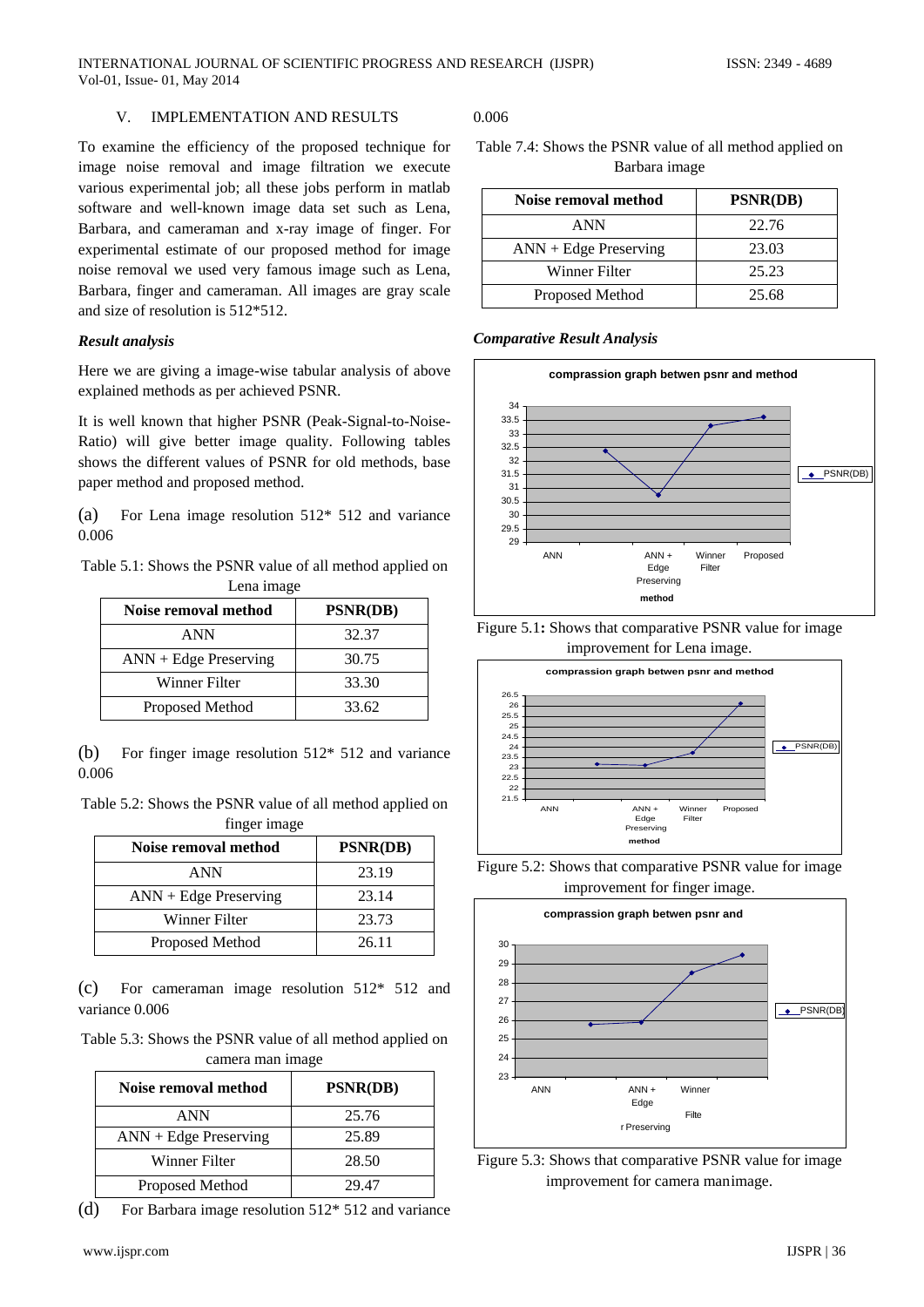## V. IMPLEMENTATION AND RESULTS

To examine the efficiency of the proposed technique for image noise removal and image filtration we execute various experimental job; all these jobs perform in matlab software and well-known image data set such as Lena, Barbara, and cameraman and x-ray image of finger. For experimental estimate of our proposed method for image noise removal we used very famous image such as Lena, Barbara, finger and cameraman. All images are gray scale and size of resolution is 512*512.

### *Result analysis*

Here we are giving a image-wise tabular analysis of above explained methods as per achieved PSNR.

It is well known that higher PSNR (Peak-Signal-to-Noise-Ratio) will give better image quality. Following tables shows the different values of PSNR for old methods, base paper method and proposed method.

(a) For Lena image resolution 512* 512 and variance 0.006

Table 5.1: Shows the PSNR value of all method applied on Lena image

| Noise removal method | PSNR(DB) |
|---|---|
| ANN | 32.37 |
| ANN + Edge Preserving | 30.75 |
| Winner Filter | 33.30 |
| Proposed Method | 33.62 |

(b) For finger image resolution 512* 512 and variance 0.006

Table 5.2: Shows the PSNR value of all method applied on finger image

| Noise removal method | PSNR(DB) |
|---|---|
| ANN | 23.19 |
| ANN + Edge Preserving | 23.14 |
| Winner Filter | 23.73 |
| Proposed Method | 26.11 |

(c) For cameraman image resolution 512* 512 and variance 0.006

Table 5.3: Shows the PSNR value of all method applied on camera man image

| Noise removal method | PSNR(DB) |
|---|---|
| ANN | 25.76 |
| ANN + Edge Preserving | 25.89 |
| Winner Filter | 28.50 |
| Proposed Method | 29.47 |

(d) For Barbara image resolution 512* 512 and variance 0.006

Table 7.4: Shows the PSNR value of all method applied on Barbara image

| Noise removal method | PSNR(DB) |
|---|---|
| ANN | 22.76 |
| ANN + Edge Preserving | 23.03 |
| Winner Filter | 25.23 |
| Proposed Method | 25.68 |

### *Comparative Result Analysis*

Figure 5.1: Shows that comparative PSNR value for image improvement for Lena image.

Figure 5.2: Shows that comparative PSNR value for image improvement for finger image.

Figure 5.3: Shows that comparative PSNR value for image improvement for camera manimage.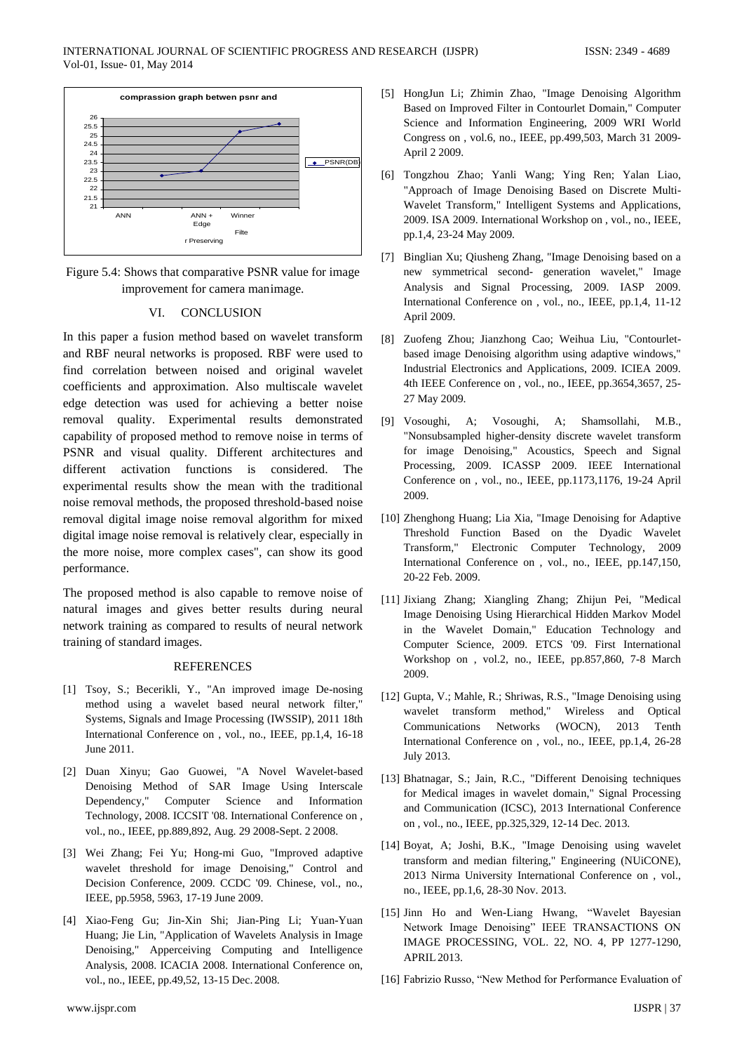Figure 5.4: Shows that comparative PSNR value for image improvement for camera manimage.

## VI. CONCLUSION

In this paper a fusion method based on wavelet transform and RBF neural networks is proposed. RBF were used to find correlation between noised and original wavelet coefficients and approximation. Also multiscale wavelet edge detection was used for achieving a better noise removal quality. Experimental results demonstrated capability of proposed method to remove noise in terms of PSNR and visual quality. Different architectures and different activation functions is considered. The experimental results show the mean with the traditional noise removal methods, the proposed threshold-based noise removal digital image noise removal algorithm for mixed digital image noise removal is relatively clear, especially in the more noise, more complex cases", can show its good performance.

The proposed method is also capable to remove noise of natural images and gives better results during neural network training as compared to results of neural network training of standard images.

## REFERENCES

[1] Tsoy, S.; Becerikli, Y., "An improved image De-nosing method using a wavelet based neural network filter," Systems, Signals and Image Processing (IWSSIP), 2011 18th International Conference on , vol., no., IEEE, pp.1,4, 16-18 June 2011.

[2] Duan Xinyu; Gao Guowei, "A Novel Wavelet-based Denoising Method of SAR Image Using Interscale Dependency," Computer Science and Information Technology, 2008. ICCSIT '08. International Conference on , vol., no., IEEE, pp.889,892, Aug. 29 2008-Sept. 2 2008.

[3] Wei Zhang; Fei Yu; Hong-mi Guo, "Improved adaptive wavelet threshold for image Denoising," Control and Decision Conference, 2009. CCDC '09. Chinese, vol., no., IEEE, pp.5958, 5963, 17-19 June 2009.

[4] Xiao-Feng Gu; Jin-Xin Shi; Jian-Ping Li; Yuan-Yuan Huang; Jie Lin, "Application of Wavelets Analysis in Image Denoising," Apperceiving Computing and Intelligence Analysis, 2008. ICACIA 2008. International Conference on, vol., no., IEEE, pp.49,52, 13-15 Dec. 2008.

[5] HongJun Li; Zhimin Zhao, "Image Denoising Algorithm Based on Improved Filter in Contourlet Domain," Computer Science and Information Engineering, 2009 WRI World Congress on , vol.6, no., IEEE, pp.499,503, March 31 2009-April 2 2009.

[6] Tongzhou Zhao; Yanli Wang; Ying Ren; Yalan Liao, "Approach of Image Denoising Based on Discrete Multi-Wavelet Transform," Intelligent Systems and Applications, 2009. ISA 2009. International Workshop on , vol., no., IEEE, pp.1,4, 23-24 May 2009.

[7] Binglian Xu; Qiusheng Zhang, "Image Denoising based on a new symmetrical second- generation wavelet," Image Analysis and Signal Processing, 2009. IASP 2009. International Conference on , vol., no., IEEE, pp.1,4, 11-12 April 2009.

[8] Zuofeng Zhou; Jianzhong Cao; Weihua Liu, "Contourlet-based image Denoising algorithm using adaptive windows," Industrial Electronics and Applications, 2009. ICIEA 2009. 4th IEEE Conference on , vol., no., IEEE, pp.3654,3657, 25-27 May 2009.

[9] Vosoughi, A; Vosoughi, A; Shamsollahi, M.B., "Nonsubsampled higher-density discrete wavelet transform for image Denoising," Acoustics, Speech and Signal Processing, 2009. ICASSP 2009. IEEE International Conference on , vol., no., IEEE, pp.1173,1176, 19-24 April 2009.

[10] Zhenghong Huang; Lia Xia, "Image Denoising for Adaptive Threshold Function Based on the Dyadic Wavelet Transform," Electronic Computer Technology, 2009 International Conference on , vol., no., IEEE, pp.147,150, 20-22 Feb. 2009.

[11] Jixiang Zhang; Xiangling Zhang; Zhijun Pei, "Medical Image Denoising Using Hierarchical Hidden Markov Model in the Wavelet Domain," Education Technology and Computer Science, 2009. ETCS '09. First International Workshop on , vol.2, no., IEEE, pp.857,860, 7-8 March 2009.

[12] Gupta, V.; Mahle, R.; Shriwas, R.S., "Image Denoising using wavelet transform method," Wireless and Optical Communications Networks (WOCN), 2013 Tenth International Conference on , vol., no., IEEE, pp.1,4, 26-28 July 2013.

[13] Bhatnagar, S.; Jain, R.C., "Different Denoising techniques for Medical images in wavelet domain," Signal Processing and Communication (ICSC), 2013 International Conference on , vol., no., IEEE, pp.325,329, 12-14 Dec. 2013.

[14] Boyat, A; Joshi, B.K., "Image Denoising using wavelet transform and median filtering," Engineering (NUiCONE), 2013 Nirma University International Conference on , vol., no., IEEE, pp.1,6, 28-30 Nov. 2013.

[15] Jinn Ho and Wen-Liang Hwang, "Wavelet Bayesian Network Image Denoising" IEEE TRANSACTIONS ON IMAGE PROCESSING, VOL. 22, NO. 4, PP 1277-1290, APRIL 2013.

[16] Fabrizio Russo, "New Method for Performance Evaluation of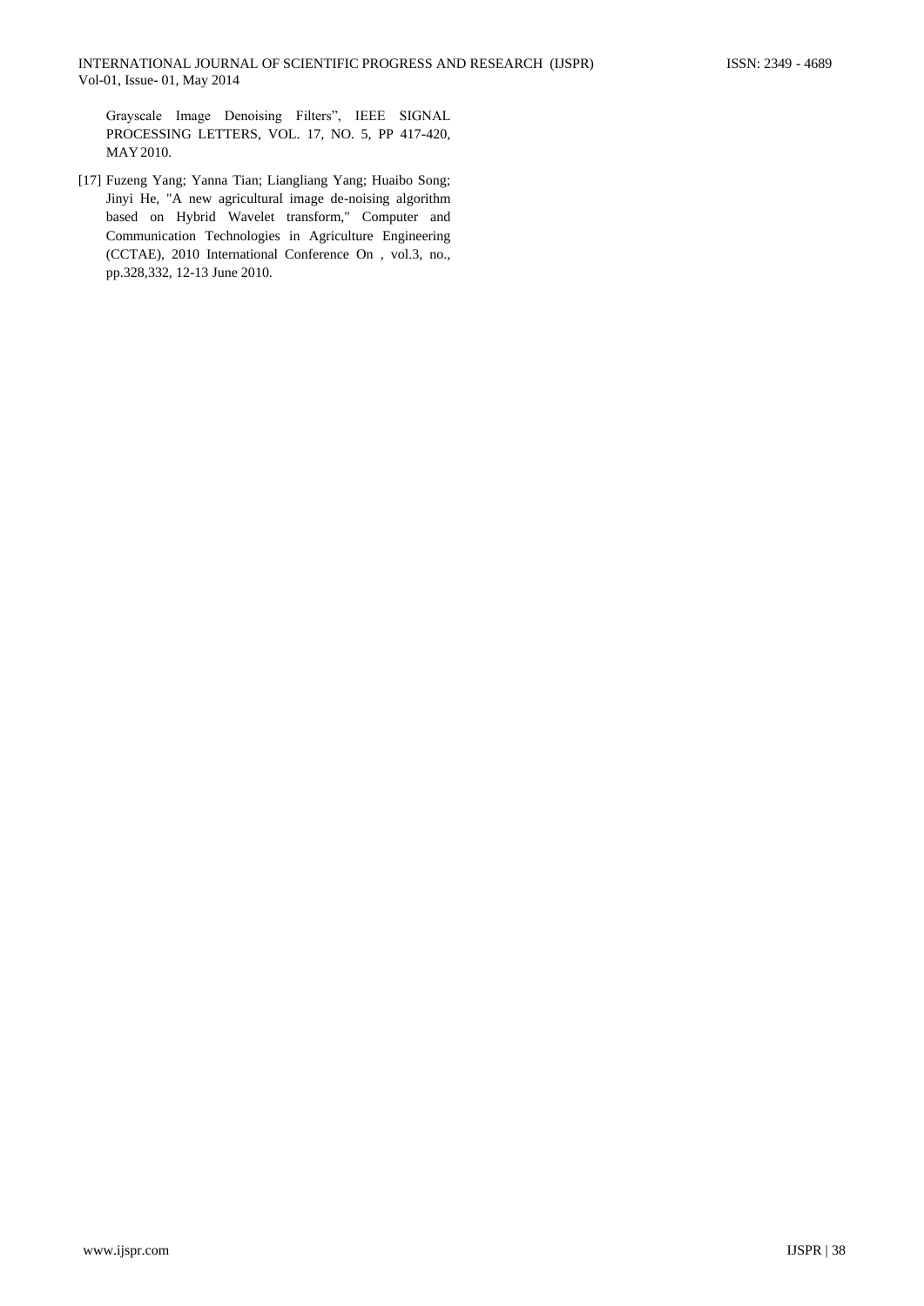Grayscale Image Denoising Filters", IEEE SIGNAL PROCESSING LETTERS, VOL. 17, NO. 5, PP 417-420, MAY 2010.

[17] Fuzeng Yang; Yanna Tian; Liangliang Yang; Huaibo Song; Jinyi He, "A new agricultural image de-noising algorithm based on Hybrid Wavelet transform," Computer and Communication Technologies in Agriculture Engineering (CCTAE), 2010 International Conference On , vol.3, no., pp.328,332, 12-13 June 2010.